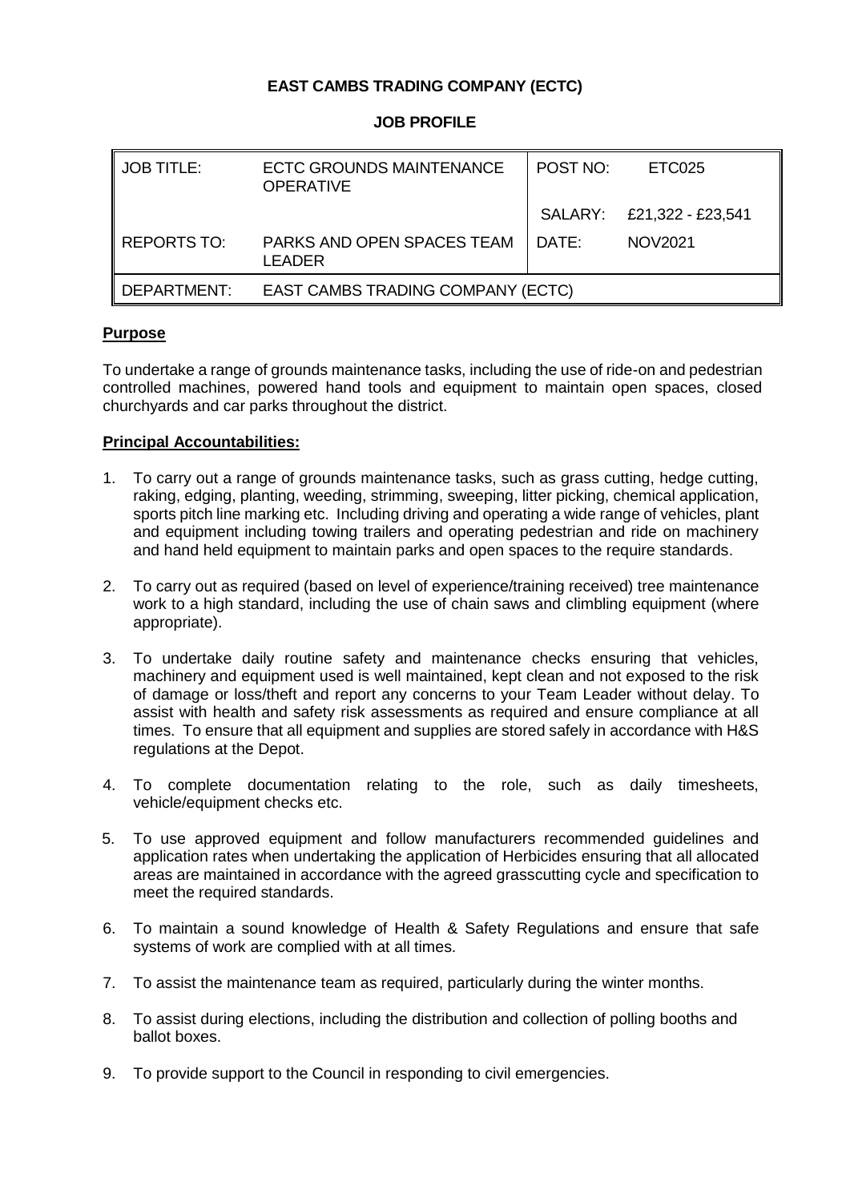**EAST CAMBS TRADING COMPANY (ECTC)**

**JOB PROFILE**

| JOB TITLE: | ECTC GROUNDS MAINTENANCE OPERATIVE | POST NO: | ETC025 |
|---|---|---|---|
| | | SALARY: | £21,322 - £23,541 |
| REPORTS TO: | PARKS AND OPEN SPACES TEAM LEADER | DATE: | NOV2021 |
| DEPARTMENT: | EAST CAMBS TRADING COMPANY (ECTC) | | |

**Purpose**

To undertake a range of grounds maintenance tasks, including the use of ride-on and pedestrian controlled machines, powered hand tools and equipment to maintain open spaces, closed churchyards and car parks throughout the district.

**Principal Accountabilities:**

1. To carry out a range of grounds maintenance tasks, such as grass cutting, hedge cutting, raking, edging, planting, weeding, strimming, sweeping, litter picking, chemical application, sports pitch line marking etc. Including driving and operating a wide range of vehicles, plant and equipment including towing trailers and operating pedestrian and ride on machinery and hand held equipment to maintain parks and open spaces to the require standards.

2. To carry out as required (based on level of experience/training received) tree maintenance work to a high standard, including the use of chain saws and climbling equipment (where appropriate).

3. To undertake daily routine safety and maintenance checks ensuring that vehicles, machinery and equipment used is well maintained, kept clean and not exposed to the risk of damage or loss/theft and report any concerns to your Team Leader without delay. To assist with health and safety risk assessments as required and ensure compliance at all times. To ensure that all equipment and supplies are stored safely in accordance with H&S regulations at the Depot.

4. To complete documentation relating to the role, such as daily timesheets, vehicle/equipment checks etc.

5. To use approved equipment and follow manufacturers recommended guidelines and application rates when undertaking the application of Herbicides ensuring that all allocated areas are maintained in accordance with the agreed grasscutting cycle and specification to meet the required standards.

6. To maintain a sound knowledge of Health & Safety Regulations and ensure that safe systems of work are complied with at all times.

7. To assist the maintenance team as required, particularly during the winter months.

8. To assist during elections, including the distribution and collection of polling booths and ballot boxes.

9. To provide support to the Council in responding to civil emergencies.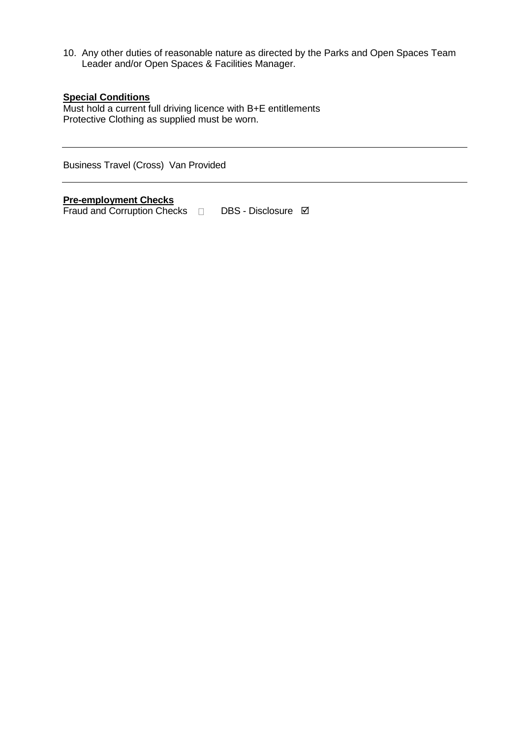10. Any other duties of reasonable nature as directed by the Parks and Open Spaces Team Leader and/or Open Spaces & Facilities Manager.

**Special Conditions**

Must hold a current full driving licence with B+E entitlements
Protective Clothing as supplied must be worn.

---

Business Travel (Cross) Van Provided

---

**Pre-employment Checks**

Fraud and Corruption Checks ☐ DBS - Disclosure ☑